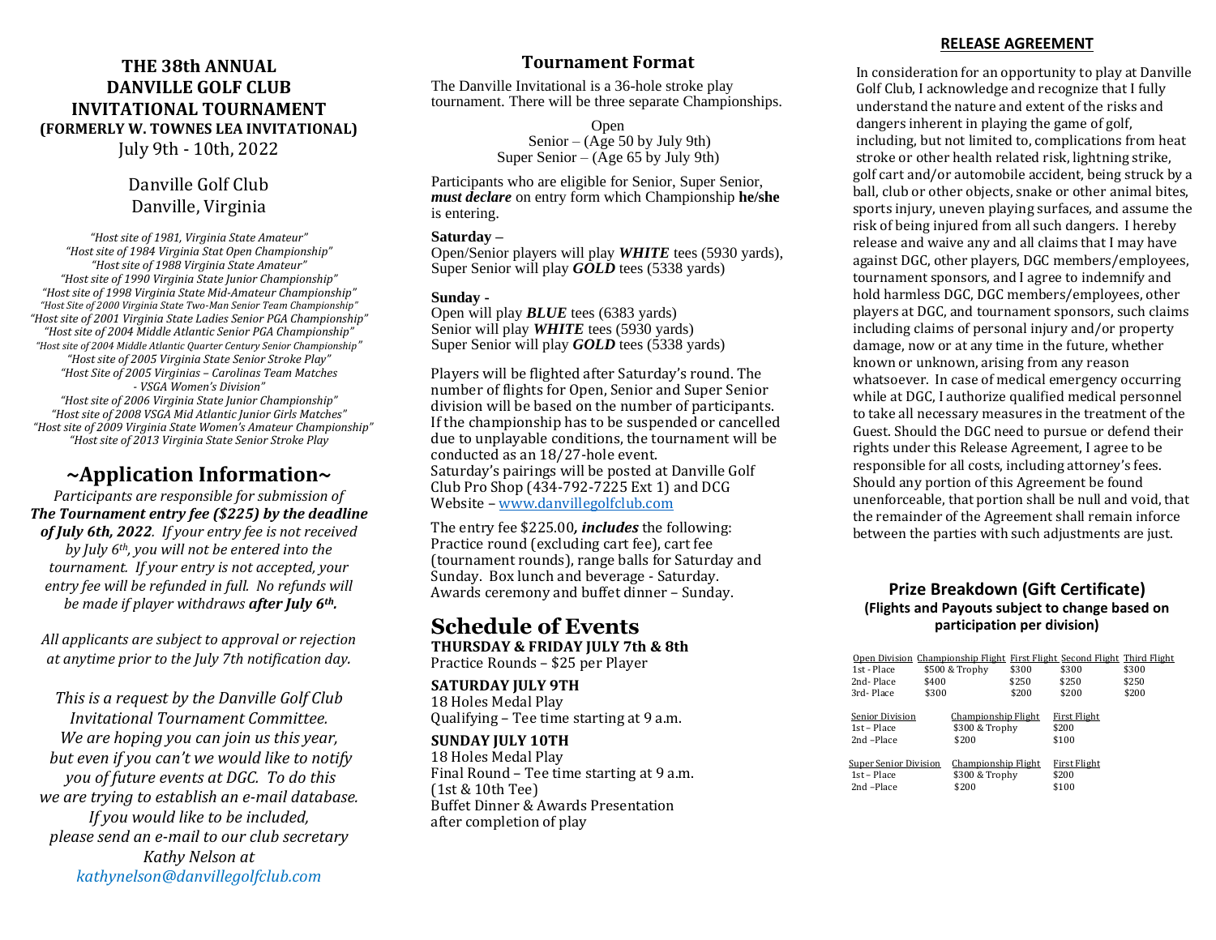# THE 38th ANNUAL DANVILLE GOLF CLUB INVITATIONAL TOURNAMENT

**(FORMERLY W. TOWNES LEA INVITATIONAL)**

July 9th - 10th, 2022

Danville Golf Club
Danville, Virginia

*"Host site of 1981, Virginia State Amateur"*
*"Host site of 1984 Virginia Stat Open Championship"*
*"Host site of 1988 Virginia State Amateur"*
*"Host site of 1990 Virginia State Junior Championship"*
*"Host site of 1998 Virginia State Mid-Amateur Championship"*
*"Host Site of 2000 Virginia State Two-Man Senior Team Championship"*
*"Host site of 2001 Virginia State Ladies Senior PGA Championship"*
*"Host site of 2004 Middle Atlantic Senior PGA Championship"*
*"Host site of 2004 Middle Atlantic Quarter Century Senior Championship"*
*"Host site of 2005 Virginia State Senior Stroke Play"*
*"Host Site of 2005 Virginias – Carolinas Team Matches - VSGA Women's Division"*
*"Host site of 2006 Virginia State Junior Championship"*
*"Host site of 2008 VSGA Mid Atlantic Junior Girls Matches"*
*"Host site of 2009 Virginia State Women's Amateur Championship"*
*"Host site of 2013 Virginia State Senior Stroke Play*

## ~Application Information~

*Participants are responsible for submission of* ***The Tournament entry fee ($225) by the deadline of July 6th, 2022****. If your entry fee is not received by July 6th, you will not be entered into the tournament. If your entry is not accepted, your entry fee will be refunded in full. No refunds will be made if player withdraws* ***after July 6th.***

*All applicants are subject to approval or rejection at anytime prior to the July 7th notification day.*

*This is a request by the Danville Golf Club Invitational Tournament Committee. We are hoping you can join us this year, but even if you can't we would like to notify you of future events at DGC. To do this we are trying to establish an e-mail database. If you would like to be included, please send an e-mail to our club secretary Kathy Nelson at kathynelson@danvillegolfclub.com*

## Tournament Format

The Danville Invitational is a 36-hole stroke play tournament. There will be three separate Championships.

Open
Senior – (Age 50 by July 9th)
Super Senior – (Age 65 by July 9th)

Participants who are eligible for Senior, Super Senior, ***must declare*** on entry form which Championship **he/she** is entering.

**Saturday –**
Open/Senior players will play ***WHITE*** tees (5930 yards), Super Senior will play ***GOLD*** tees (5338 yards)

**Sunday -**
Open will play ***BLUE*** tees (6383 yards)
Senior will play ***WHITE*** tees (5930 yards)
Super Senior will play ***GOLD*** tees (5338 yards)

Players will be flighted after Saturday's round. The number of flights for Open, Senior and Super Senior division will be based on the number of participants. If the championship has to be suspended or cancelled due to unplayable conditions, the tournament will be conducted as an 18/27-hole event.
Saturday's pairings will be posted at Danville Golf Club Pro Shop (434-792-7225 Ext 1) and DCG Website – www.danvillegolfclub.com

The entry fee $225.00, ***includes*** the following: Practice round (excluding cart fee), cart fee (tournament rounds), range balls for Saturday and Sunday. Box lunch and beverage - Saturday. Awards ceremony and buffet dinner – Sunday.

## Schedule of Events

**THURSDAY & FRIDAY JULY 7th & 8th**
Practice Rounds – $25 per Player

**SATURDAY JULY 9TH**
18 Holes Medal Play
Qualifying – Tee time starting at 9 a.m.

**SUNDAY JULY 10TH**
18 Holes Medal Play
Final Round – Tee time starting at 9 a.m. (1st & 10th Tee)
Buffet Dinner & Awards Presentation after completion of play

## RELEASE AGREEMENT

In consideration for an opportunity to play at Danville Golf Club, I acknowledge and recognize that I fully understand the nature and extent of the risks and dangers inherent in playing the game of golf, including, but not limited to, complications from heat stroke or other health related risk, lightning strike, golf cart and/or automobile accident, being struck by a ball, club or other objects, snake or other animal bites, sports injury, uneven playing surfaces, and assume the risk of being injured from all such dangers. I hereby release and waive any and all claims that I may have against DGC, other players, DGC members/employees, tournament sponsors, and I agree to indemnify and hold harmless DGC, DGC members/employees, other players at DGC, and tournament sponsors, such claims including claims of personal injury and/or property damage, now or at any time in the future, whether known or unknown, arising from any reason whatsoever. In case of medical emergency occurring while at DGC, I authorize qualified medical personnel to take all necessary measures in the treatment of the Guest. Should the DGC need to pursue or defend their rights under this Release Agreement, I agree to be responsible for all costs, including attorney's fees. Should any portion of this Agreement be found unenforceable, that portion shall be null and void, that the remainder of the Agreement shall remain inforce between the parties with such adjustments are just.

## Prize Breakdown (Gift Certificate)

**(Flights and Payouts subject to change based on participation per division)**

| Open Division | Championship Flight | First Flight | Second Flight | Third Flight |
|---|---|---|---|---|
| 1st - Place | $500 & Trophy | $300 | $300 | $300 |
| 2nd- Place | $400 | $250 | $250 | $250 |
| 3rd- Place | $300 | $200 | $200 | $200 |

| Senior Division | Championship Flight | First Flight |
|---|---|---|
| 1st – Place | $300 & Trophy | $200 |
| 2nd –Place | $200 | $100 |

| Super Senior Division | Championship Flight | First Flight |
|---|---|---|
| 1st – Place | $300 & Trophy | $200 |
| 2nd –Place | $200 | $100 |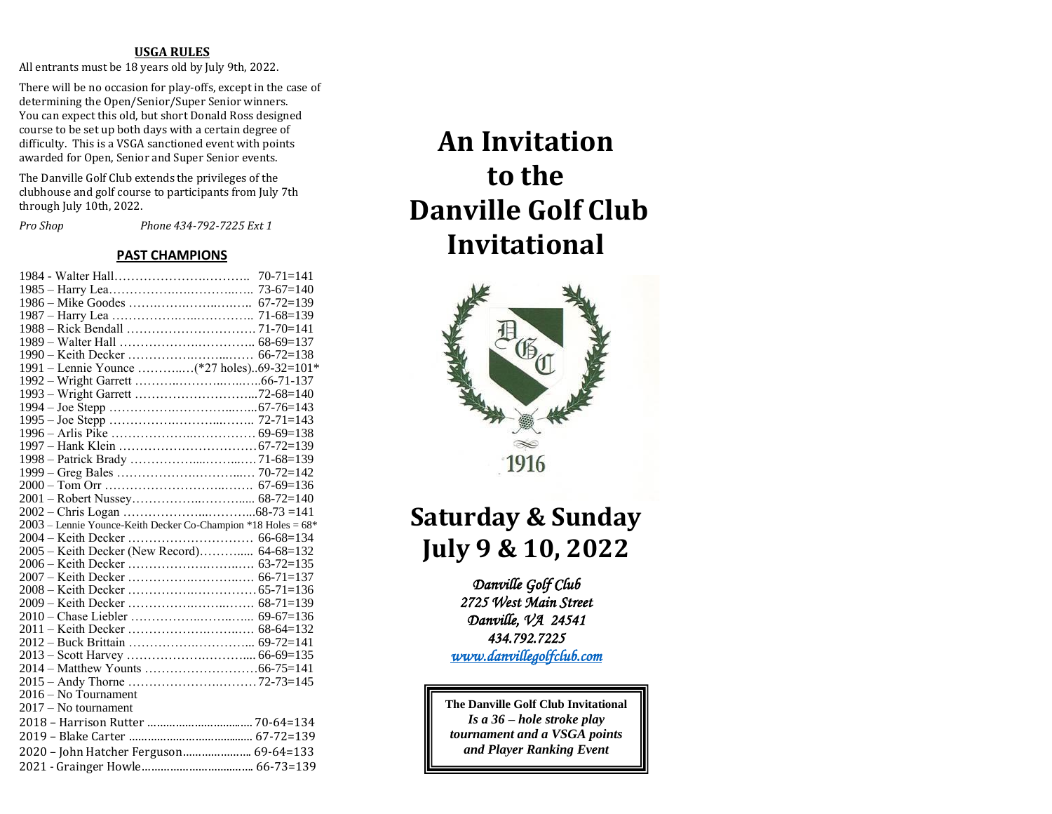## USGA RULES

All entrants must be 18 years old by July 9th, 2022.

There will be no occasion for play-offs, except in the case of determining the Open/Senior/Super Senior winners. You can expect this old, but short Donald Ross designed course to be set up both days with a certain degree of difficulty. This is a VSGA sanctioned event with points awarded for Open, Senior and Super Senior events.

The Danville Golf Club extends the privileges of the clubhouse and golf course to participants from July 7th through July 10th, 2022.

*Pro Shop* *Phone 434-792-7225 Ext 1*

## PAST CHAMPIONS

1984 - Walter Hall…………………………….. 70-71=141
1985 – Harry Lea……………………………. 73-67=140
1986 – Mike Goodes ………………………... 67-72=139
1987 – Harry Lea …………………………….. 71-68=139
1988 – Rick Bendall …………………………. 71-70=141
1989 – Walter Hall ……………………………. 68-69=137
1990 – Keith Decker …………………………. 66-72=138
1991 – Lennie Younce ………..(*27 holes)..69-32=101*
1992 – Wright Garrett ……………………….66-71-137
1993 – Wright Garrett ………………………...72-68=140
1994 – Joe Stepp ……………………………...67-76=143
1995 – Joe Stepp …………………………….. 72-71=143
1996 – Arlis Pike ……………………………. 69-69=138
1997 – Hank Klein ……………………………67-72=139
1998 – Patrick Brady ………………………….71-68=139
1999 – Greg Bales ……………………………. 70-72=142
2000 – Tom Orr ………………………………. 67-69=136
2001 – Robert Nussey…………………….... 68-72=140
2002 – Chris Logan ………………………...68-73 =141
2003 – Lennie Younce-Keith Decker Co-Champion *18 Holes = 68*
2004 – Keith Decker ………………………… 66-68=134
2005 – Keith Decker (New Record)……….... 64-68=132
2006 – Keith Decker …………………………. 63-72=135
2007 – Keith Decker …………………………. 66-71=137
2008 – Keith Decker ………………………….65-71=136
2009 – Keith Decker …………………………. 68-71=139
2010 – Chase Liebler ……………………….. 69-67=136
2011 – Keith Decker ………………………… 68-64=132
2012 – Buck Brittain ………………………... 69-72=141
2013 – Scott Harvey ……………………….... 66-69=135
2014 – Matthew Younts ……………………...66-75=141
2015 – Andy Thorne ………………………….72-73=145
2016 – No Tournament
2017 – No tournament
2018 – Harrison Rutter ……………………………. 70-64=134
2019 – Blake Carter ………………………………….. 67-72=139
2020 – John Hatcher Ferguson………………… 69-64=133
2021 - Grainger Howle……………………………… 66-73=139

# An Invitation to the Danville Golf Club Invitational

DGC
1916

# Saturday & Sunday July 9 & 10, 2022

*Danville Golf Club*
*2725 West Main Street*
*Danville, VA 24541*
*434.792.7225*
*www.danvillegolfclub.com*

**The Danville Golf Club Invitational**
***Is a 36 – hole stroke play tournament and a VSGA points and Player Ranking Event***